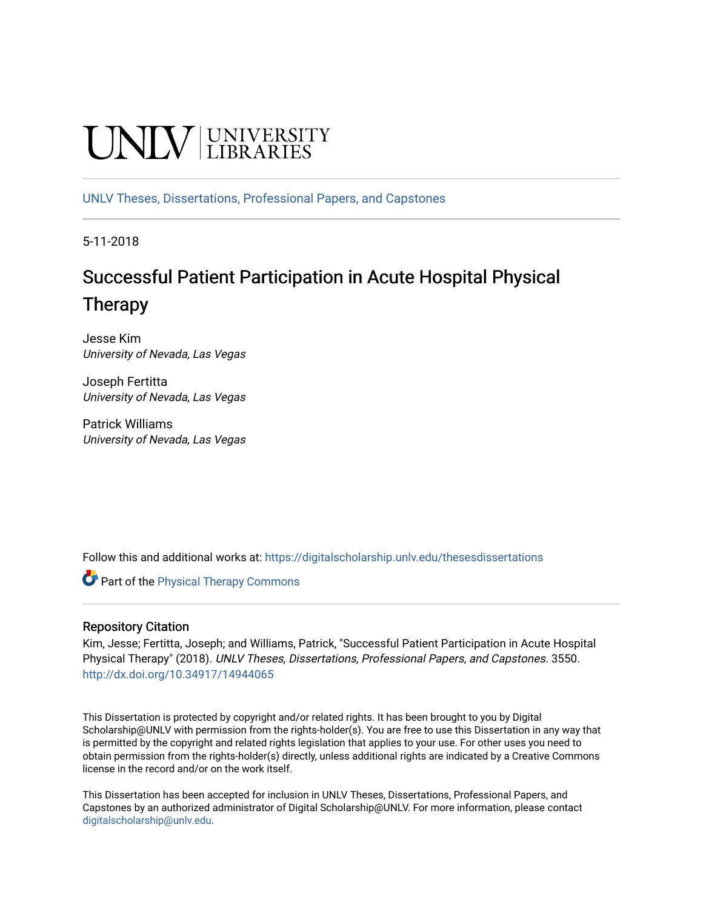UNLV | UNIVERSITY LIBRARIES

UNLV Theses, Dissertations, Professional Papers, and Capstones

5-11-2018

# Successful Patient Participation in Acute Hospital Physical Therapy

Jesse Kim
*University of Nevada, Las Vegas*

Joseph Fertitta
*University of Nevada, Las Vegas*

Patrick Williams
*University of Nevada, Las Vegas*

Follow this and additional works at: https://digitalscholarship.unlv.edu/thesesdissertations

Part of the Physical Therapy Commons

### Repository Citation

Kim, Jesse; Fertitta, Joseph; and Williams, Patrick, "Successful Patient Participation in Acute Hospital Physical Therapy" (2018). *UNLV Theses, Dissertations, Professional Papers, and Capstones*. 3550.
http://dx.doi.org/10.34917/14944065

This Dissertation is protected by copyright and/or related rights. It has been brought to you by Digital Scholarship@UNLV with permission from the rights-holder(s). You are free to use this Dissertation in any way that is permitted by the copyright and related rights legislation that applies to your use. For other uses you need to obtain permission from the rights-holder(s) directly, unless additional rights are indicated by a Creative Commons license in the record and/or on the work itself.

This Dissertation has been accepted for inclusion in UNLV Theses, Dissertations, Professional Papers, and Capstones by an authorized administrator of Digital Scholarship@UNLV. For more information, please contact digitalscholarship@unlv.edu.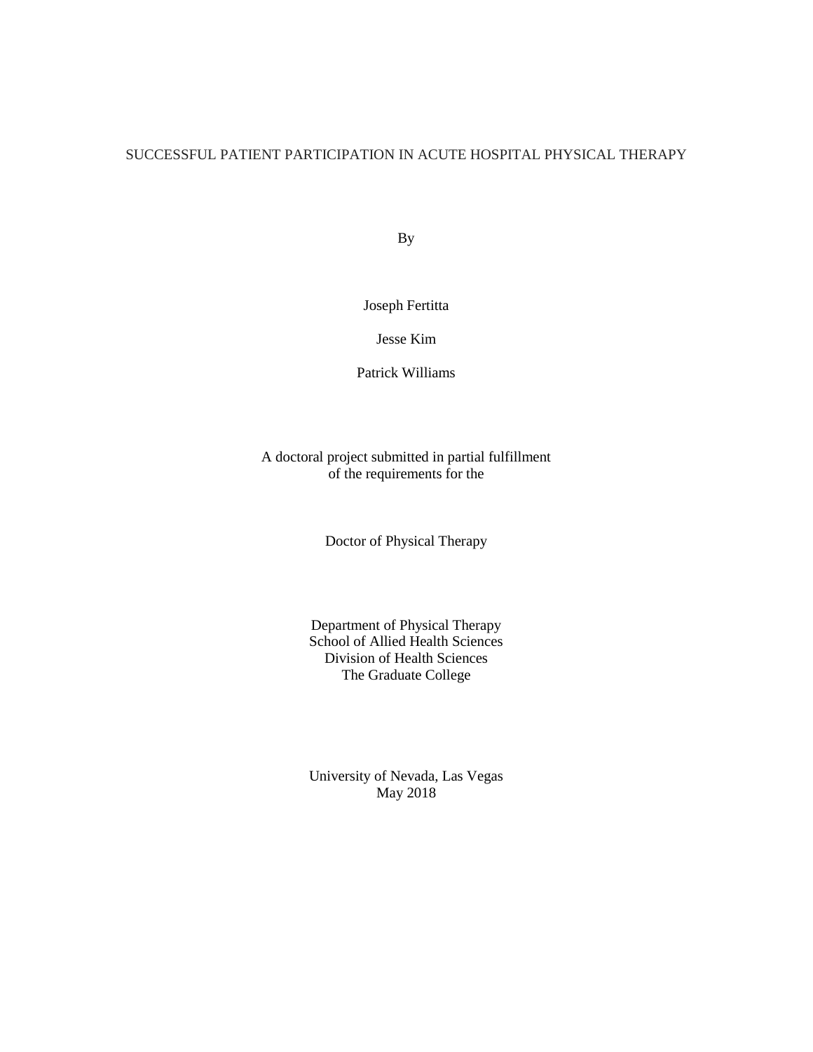# SUCCESSFUL PATIENT PARTICIPATION IN ACUTE HOSPITAL PHYSICAL THERAPY

By

Joseph Fertitta

Jesse Kim

Patrick Williams

A doctoral project submitted in partial fulfillment
of the requirements for the

Doctor of Physical Therapy

Department of Physical Therapy
School of Allied Health Sciences
Division of Health Sciences
The Graduate College

University of Nevada, Las Vegas
May 2018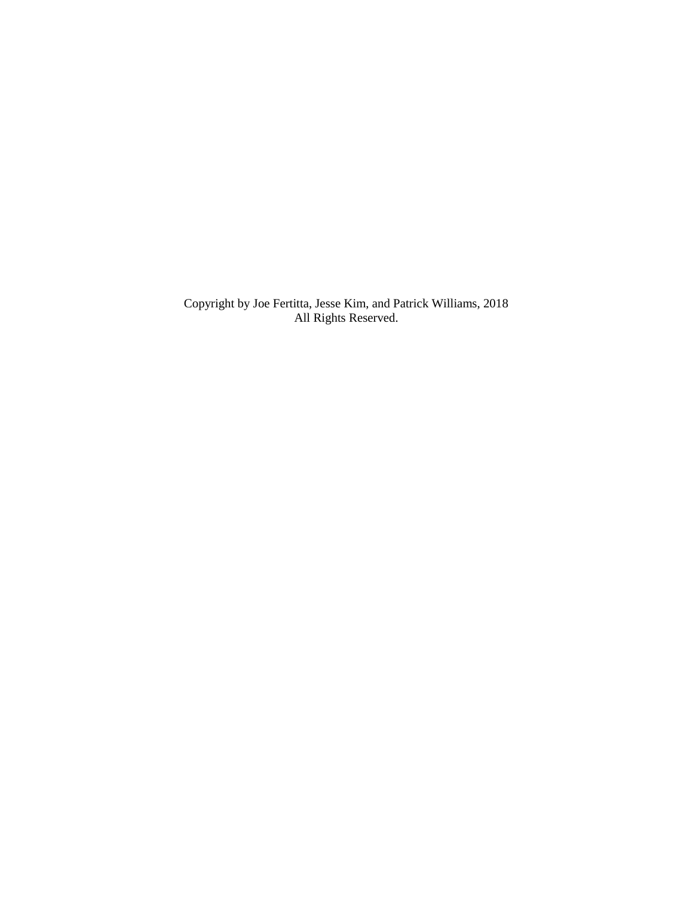Copyright by Joe Fertitta, Jesse Kim, and Patrick Williams, 2018
All Rights Reserved.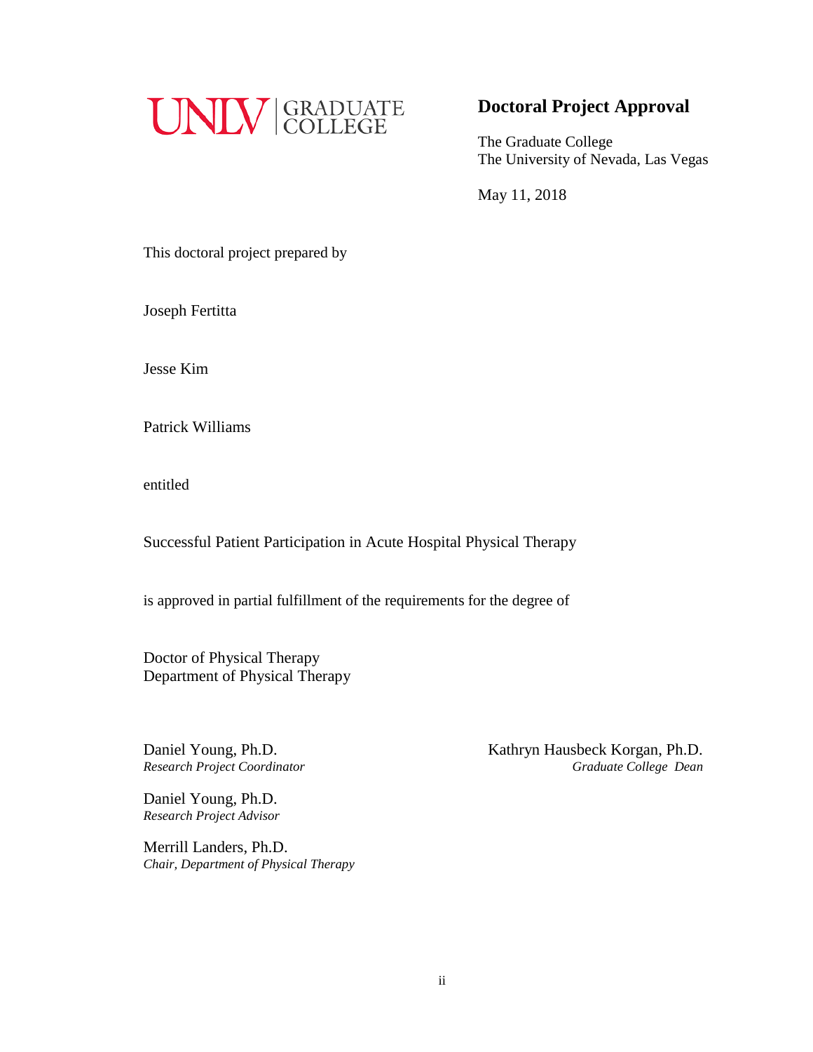UNLV | GRADUATE COLLEGE

## Doctoral Project Approval

The Graduate College
The University of Nevada, Las Vegas

May 11, 2018

This doctoral project prepared by

Joseph Fertitta

Jesse Kim

Patrick Williams

entitled

Successful Patient Participation in Acute Hospital Physical Therapy

is approved in partial fulfillment of the requirements for the degree of

Doctor of Physical Therapy
Department of Physical Therapy

Daniel Young, Ph.D.
*Research Project Coordinator*

Daniel Young, Ph.D.
*Research Project Advisor*

Merrill Landers, Ph.D.
*Chair, Department of Physical Therapy*

Kathryn Hausbeck Korgan, Ph.D.
*Graduate College Dean*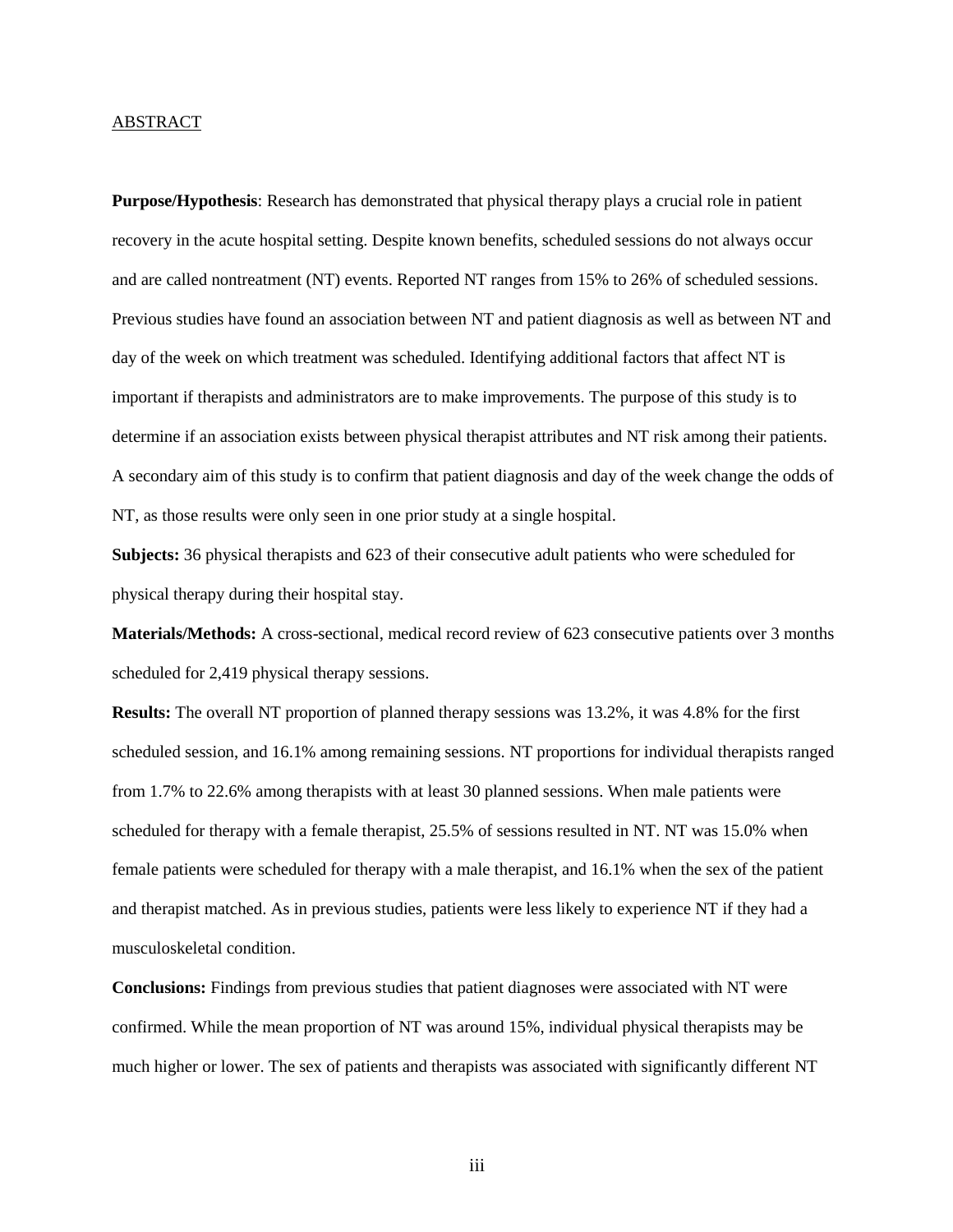## ABSTRACT

**Purpose/Hypothesis**: Research has demonstrated that physical therapy plays a crucial role in patient recovery in the acute hospital setting. Despite known benefits, scheduled sessions do not always occur and are called nontreatment (NT) events. Reported NT ranges from 15% to 26% of scheduled sessions. Previous studies have found an association between NT and patient diagnosis as well as between NT and day of the week on which treatment was scheduled. Identifying additional factors that affect NT is important if therapists and administrators are to make improvements. The purpose of this study is to determine if an association exists between physical therapist attributes and NT risk among their patients. A secondary aim of this study is to confirm that patient diagnosis and day of the week change the odds of NT, as those results were only seen in one prior study at a single hospital.

**Subjects:** 36 physical therapists and 623 of their consecutive adult patients who were scheduled for physical therapy during their hospital stay.

**Materials/Methods:** A cross-sectional, medical record review of 623 consecutive patients over 3 months scheduled for 2,419 physical therapy sessions.

**Results:** The overall NT proportion of planned therapy sessions was 13.2%, it was 4.8% for the first scheduled session, and 16.1% among remaining sessions. NT proportions for individual therapists ranged from 1.7% to 22.6% among therapists with at least 30 planned sessions. When male patients were scheduled for therapy with a female therapist, 25.5% of sessions resulted in NT. NT was 15.0% when female patients were scheduled for therapy with a male therapist, and 16.1% when the sex of the patient and therapist matched. As in previous studies, patients were less likely to experience NT if they had a musculoskeletal condition.

**Conclusions:** Findings from previous studies that patient diagnoses were associated with NT were confirmed. While the mean proportion of NT was around 15%, individual physical therapists may be much higher or lower. The sex of patients and therapists was associated with significantly different NT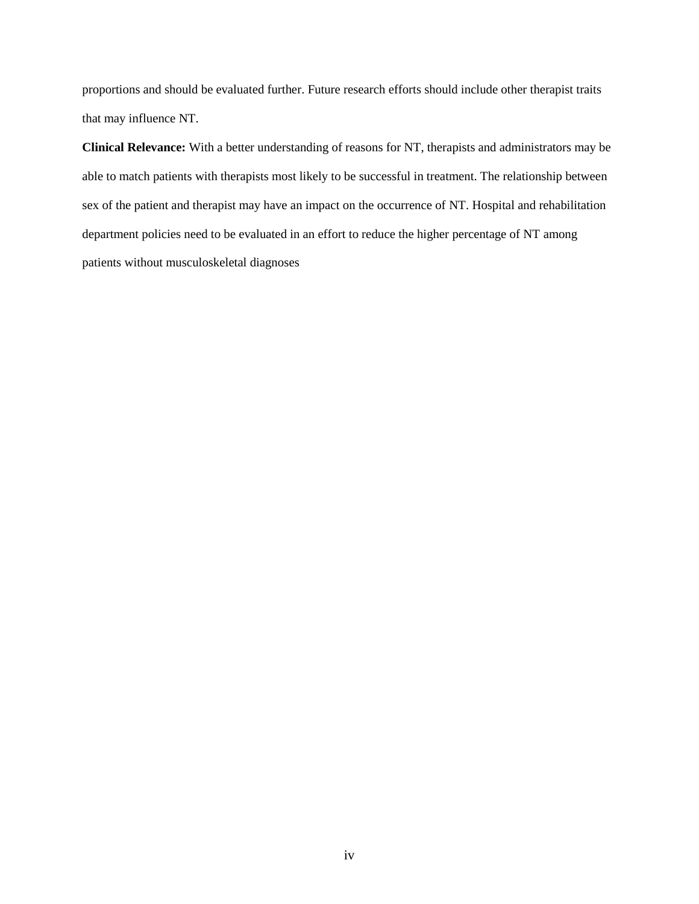proportions and should be evaluated further. Future research efforts should include other therapist traits that may influence NT.

**Clinical Relevance:** With a better understanding of reasons for NT, therapists and administrators may be able to match patients with therapists most likely to be successful in treatment. The relationship between sex of the patient and therapist may have an impact on the occurrence of NT. Hospital and rehabilitation department policies need to be evaluated in an effort to reduce the higher percentage of NT among patients without musculoskeletal diagnoses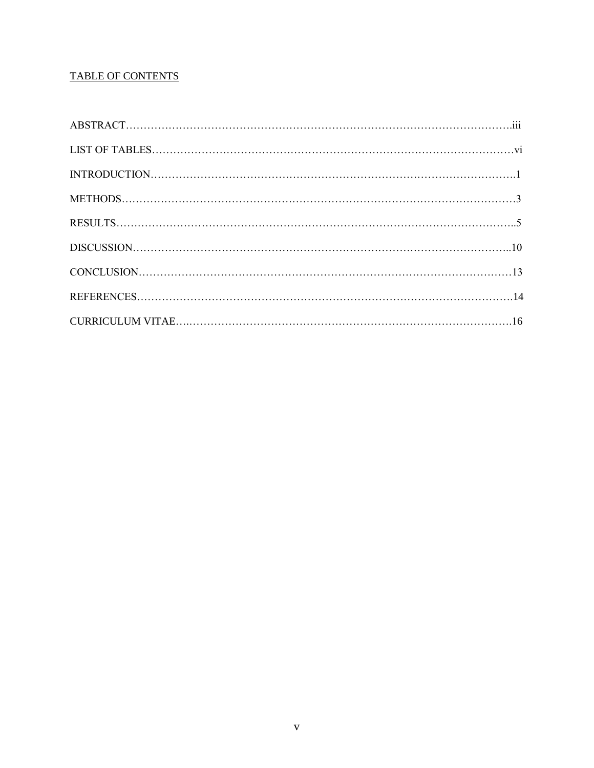# TABLE OF CONTENTS

ABSTRACT……………………………………………………………………………………………….iii

LIST OF TABLES…………………………………………………………………………………………vi

INTRODUCTION………………………………………………………………………………………..1

METHODS………………………………………………………………………………………………3

RESULTS………………………………………………………………………………………………..5

DISCUSSION…………………………………………………………………………………………..10

CONCLUSION…………………………………………………………………………………………13

REFERENCES………………………………………………………………………………………….14

CURRICULUM VITAE….……………………………………………………………………………….16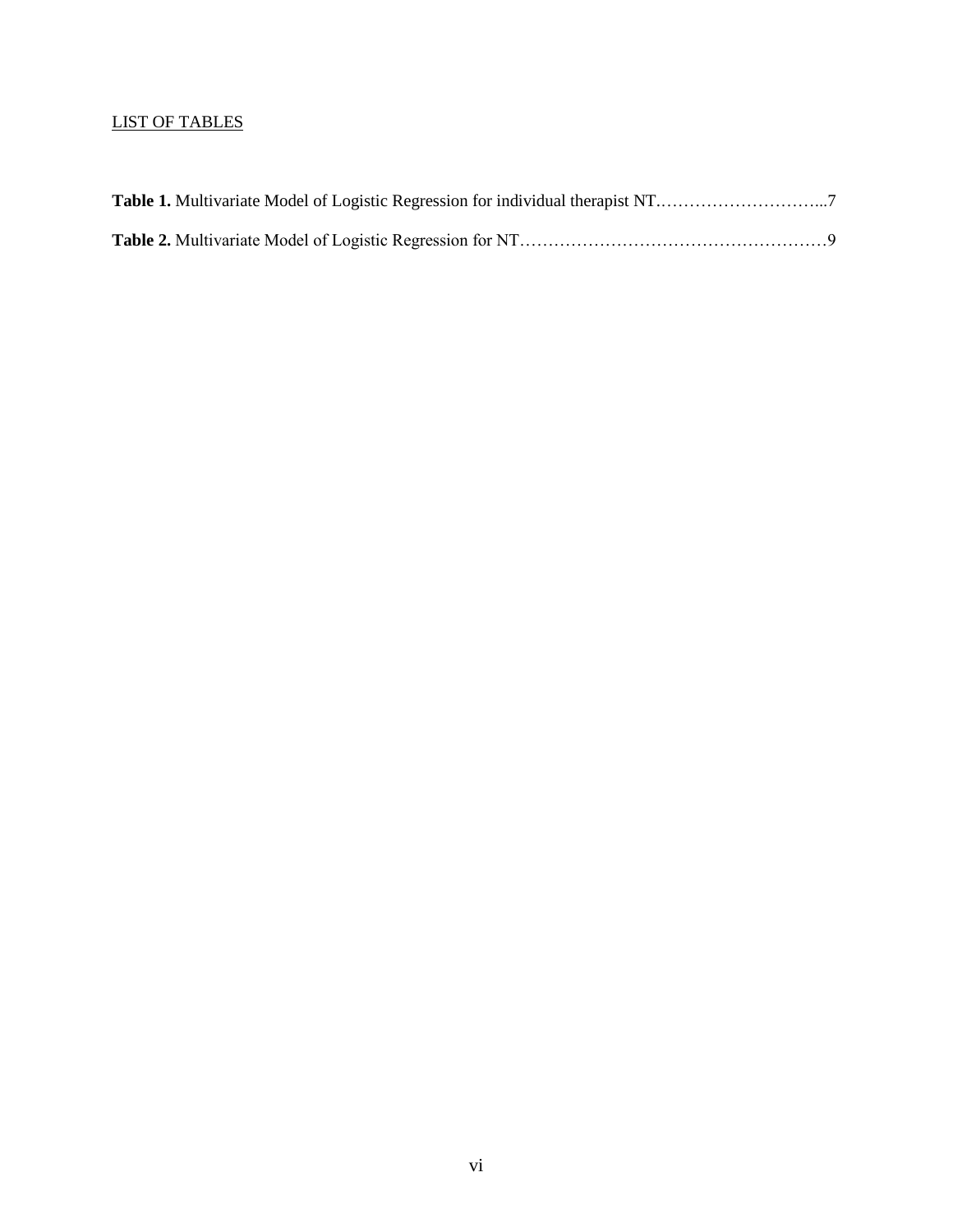LIST OF TABLES

**Table 1.** Multivariate Model of Logistic Regression for individual therapist NT………………………...7

**Table 2.** Multivariate Model of Logistic Regression for NT………………………………………………9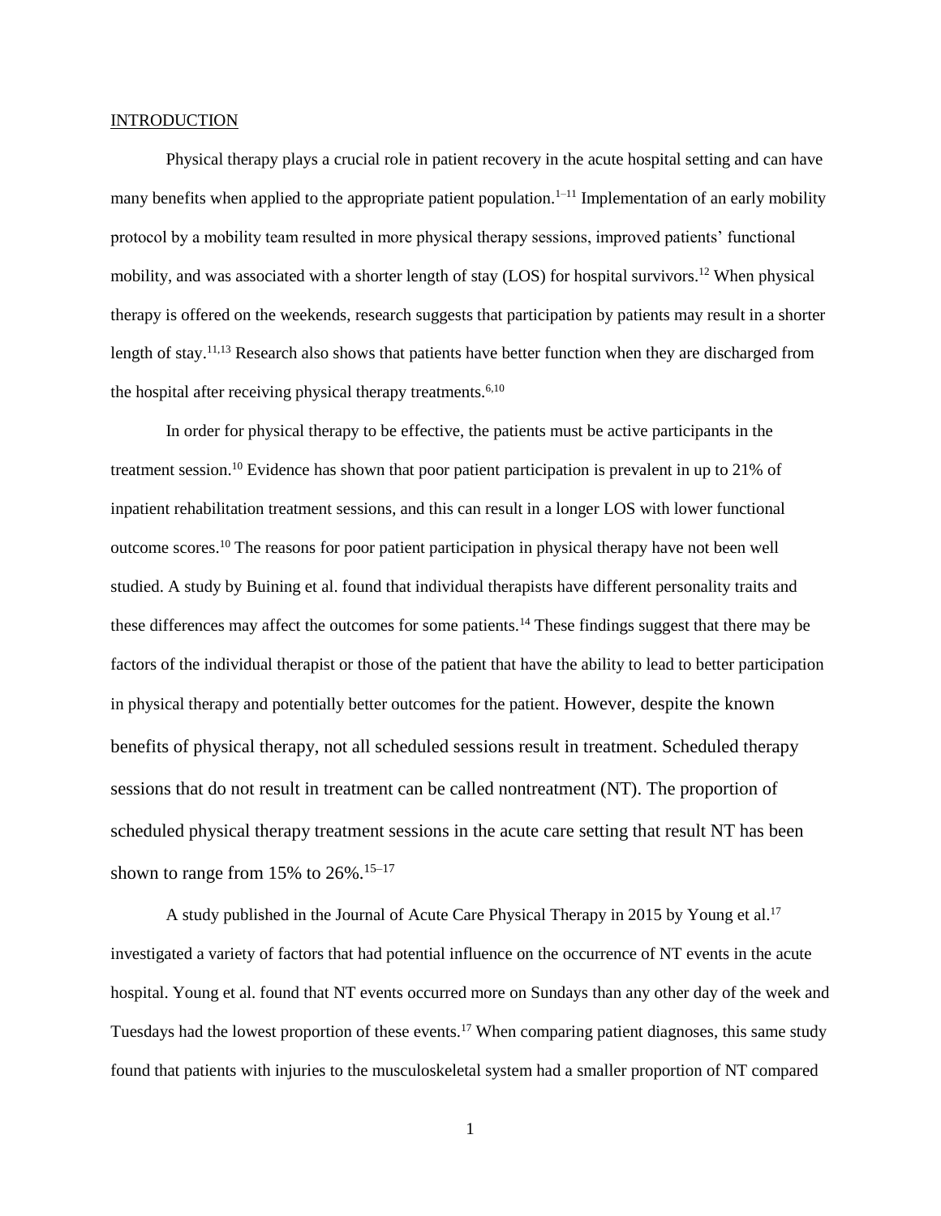## INTRODUCTION

Physical therapy plays a crucial role in patient recovery in the acute hospital setting and can have many benefits when applied to the appropriate patient population.[1–11] Implementation of an early mobility protocol by a mobility team resulted in more physical therapy sessions, improved patients' functional mobility, and was associated with a shorter length of stay (LOS) for hospital survivors.[12] When physical therapy is offered on the weekends, research suggests that participation by patients may result in a shorter length of stay.[11,13] Research also shows that patients have better function when they are discharged from the hospital after receiving physical therapy treatments.[6,10]

In order for physical therapy to be effective, the patients must be active participants in the treatment session.[10] Evidence has shown that poor patient participation is prevalent in up to 21% of inpatient rehabilitation treatment sessions, and this can result in a longer LOS with lower functional outcome scores.[10] The reasons for poor patient participation in physical therapy have not been well studied. A study by Buining et al. found that individual therapists have different personality traits and these differences may affect the outcomes for some patients.[14] These findings suggest that there may be factors of the individual therapist or those of the patient that have the ability to lead to better participation in physical therapy and potentially better outcomes for the patient. However, despite the known benefits of physical therapy, not all scheduled sessions result in treatment. Scheduled therapy sessions that do not result in treatment can be called nontreatment (NT). The proportion of scheduled physical therapy treatment sessions in the acute care setting that result NT has been shown to range from 15% to 26%.[15–17]

A study published in the Journal of Acute Care Physical Therapy in 2015 by Young et al.[17] investigated a variety of factors that had potential influence on the occurrence of NT events in the acute hospital. Young et al. found that NT events occurred more on Sundays than any other day of the week and Tuesdays had the lowest proportion of these events.[17] When comparing patient diagnoses, this same study found that patients with injuries to the musculoskeletal system had a smaller proportion of NT compared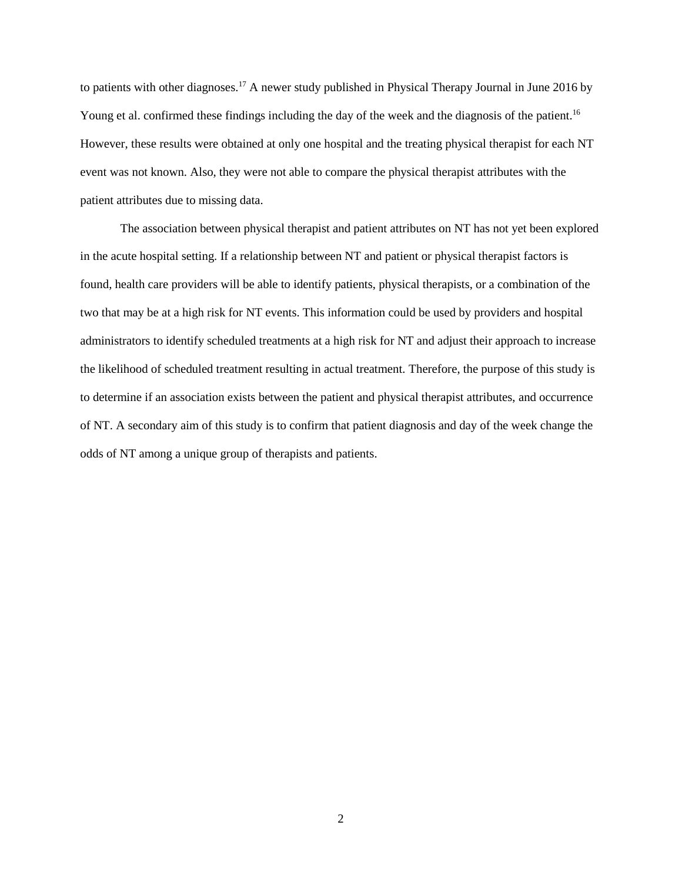to patients with other diagnoses.[17] A newer study published in Physical Therapy Journal in June 2016 by Young et al. confirmed these findings including the day of the week and the diagnosis of the patient.[16] However, these results were obtained at only one hospital and the treating physical therapist for each NT event was not known. Also, they were not able to compare the physical therapist attributes with the patient attributes due to missing data.

The association between physical therapist and patient attributes on NT has not yet been explored in the acute hospital setting. If a relationship between NT and patient or physical therapist factors is found, health care providers will be able to identify patients, physical therapists, or a combination of the two that may be at a high risk for NT events. This information could be used by providers and hospital administrators to identify scheduled treatments at a high risk for NT and adjust their approach to increase the likelihood of scheduled treatment resulting in actual treatment. Therefore, the purpose of this study is to determine if an association exists between the patient and physical therapist attributes, and occurrence of NT. A secondary aim of this study is to confirm that patient diagnosis and day of the week change the odds of NT among a unique group of therapists and patients.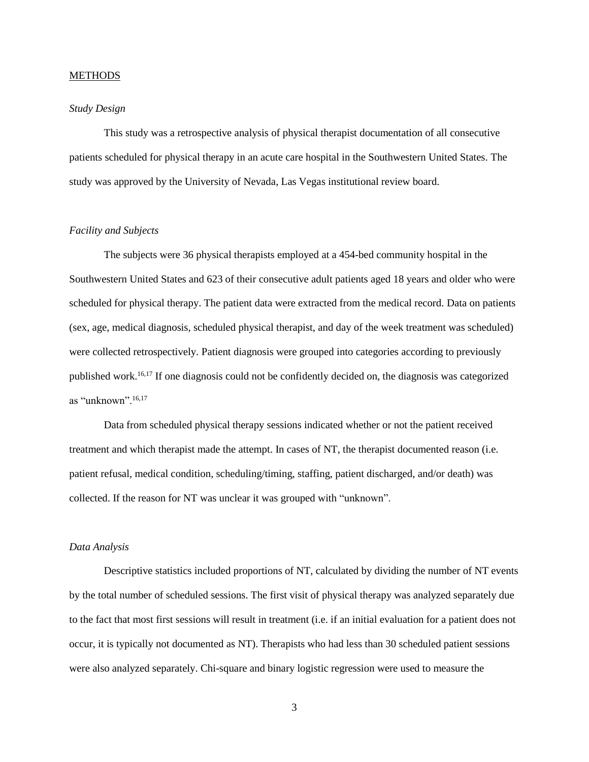## METHODS

### *Study Design*

This study was a retrospective analysis of physical therapist documentation of all consecutive patients scheduled for physical therapy in an acute care hospital in the Southwestern United States. The study was approved by the University of Nevada, Las Vegas institutional review board.

### *Facility and Subjects*

The subjects were 36 physical therapists employed at a 454-bed community hospital in the Southwestern United States and 623 of their consecutive adult patients aged 18 years and older who were scheduled for physical therapy. The patient data were extracted from the medical record. Data on patients (sex, age, medical diagnosis, scheduled physical therapist, and day of the week treatment was scheduled) were collected retrospectively. Patient diagnosis were grouped into categories according to previously published work.[16,17] If one diagnosis could not be confidently decided on, the diagnosis was categorized as "unknown".[16,17]

Data from scheduled physical therapy sessions indicated whether or not the patient received treatment and which therapist made the attempt. In cases of NT, the therapist documented reason (i.e. patient refusal, medical condition, scheduling/timing, staffing, patient discharged, and/or death) was collected. If the reason for NT was unclear it was grouped with "unknown".

### *Data Analysis*

Descriptive statistics included proportions of NT, calculated by dividing the number of NT events by the total number of scheduled sessions. The first visit of physical therapy was analyzed separately due to the fact that most first sessions will result in treatment (i.e. if an initial evaluation for a patient does not occur, it is typically not documented as NT). Therapists who had less than 30 scheduled patient sessions were also analyzed separately. Chi-square and binary logistic regression were used to measure the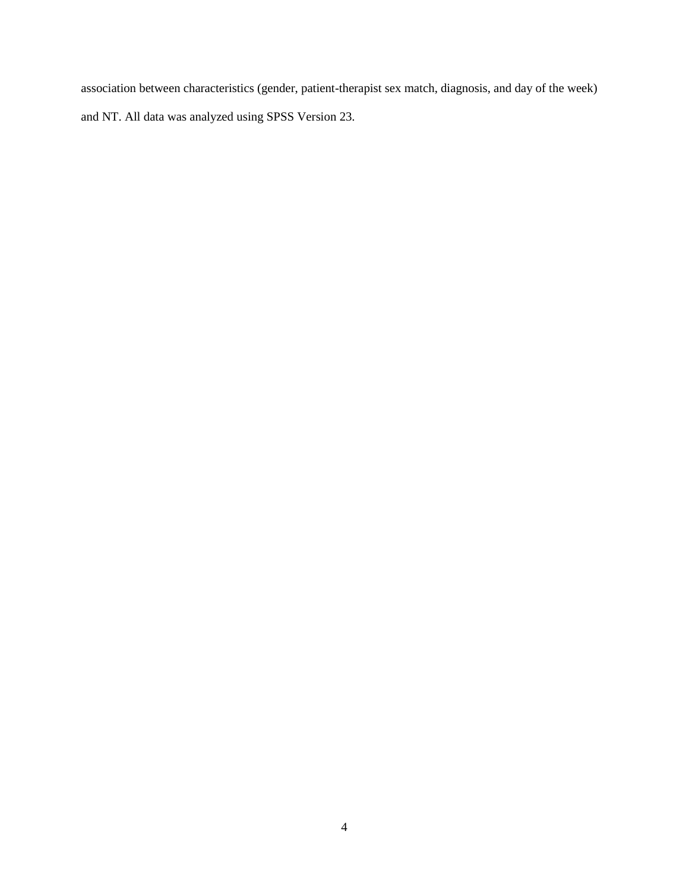association between characteristics (gender, patient-therapist sex match, diagnosis, and day of the week) and NT. All data was analyzed using SPSS Version 23.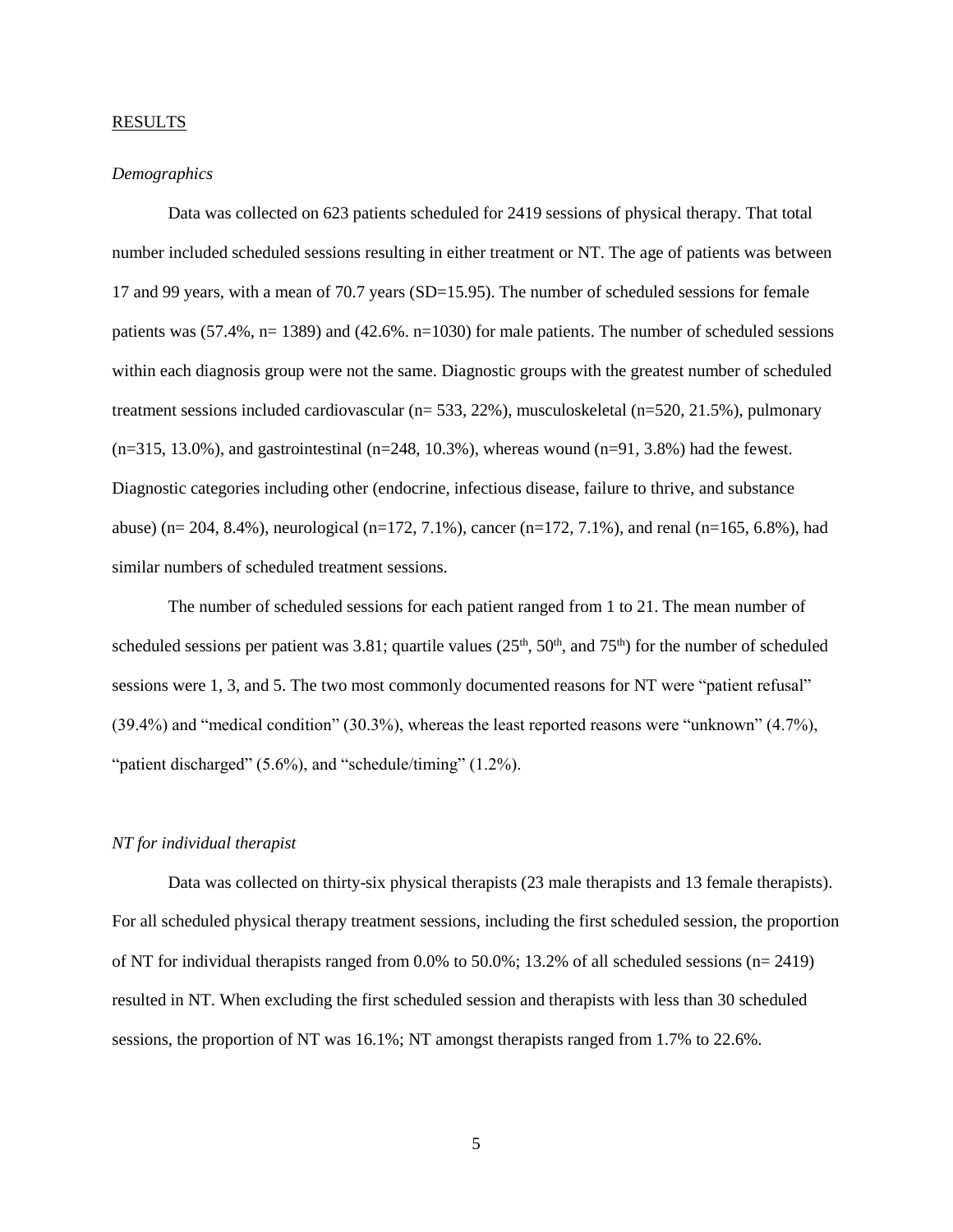RESULTS

*Demographics*

Data was collected on 623 patients scheduled for 2419 sessions of physical therapy. That total number included scheduled sessions resulting in either treatment or NT. The age of patients was between 17 and 99 years, with a mean of 70.7 years (SD=15.95). The number of scheduled sessions for female patients was (57.4%, n= 1389) and (42.6%. n=1030) for male patients. The number of scheduled sessions within each diagnosis group were not the same. Diagnostic groups with the greatest number of scheduled treatment sessions included cardiovascular (n= 533, 22%), musculoskeletal (n=520, 21.5%), pulmonary (n=315, 13.0%), and gastrointestinal (n=248, 10.3%), whereas wound (n=91, 3.8%) had the fewest. Diagnostic categories including other (endocrine, infectious disease, failure to thrive, and substance abuse) (n= 204, 8.4%), neurological (n=172, 7.1%), cancer (n=172, 7.1%), and renal (n=165, 6.8%), had similar numbers of scheduled treatment sessions.

The number of scheduled sessions for each patient ranged from 1 to 21. The mean number of scheduled sessions per patient was 3.81; quartile values ($25^{th}$, $50^{th}$, and $75^{th}$) for the number of scheduled sessions were 1, 3, and 5. The two most commonly documented reasons for NT were "patient refusal" (39.4%) and "medical condition" (30.3%), whereas the least reported reasons were "unknown" (4.7%), "patient discharged" (5.6%), and "schedule/timing" (1.2%).

*NT for individual therapist*

Data was collected on thirty-six physical therapists (23 male therapists and 13 female therapists). For all scheduled physical therapy treatment sessions, including the first scheduled session, the proportion of NT for individual therapists ranged from 0.0% to 50.0%; 13.2% of all scheduled sessions (n= 2419) resulted in NT. When excluding the first scheduled session and therapists with less than 30 scheduled sessions, the proportion of NT was 16.1%; NT amongst therapists ranged from 1.7% to 22.6%.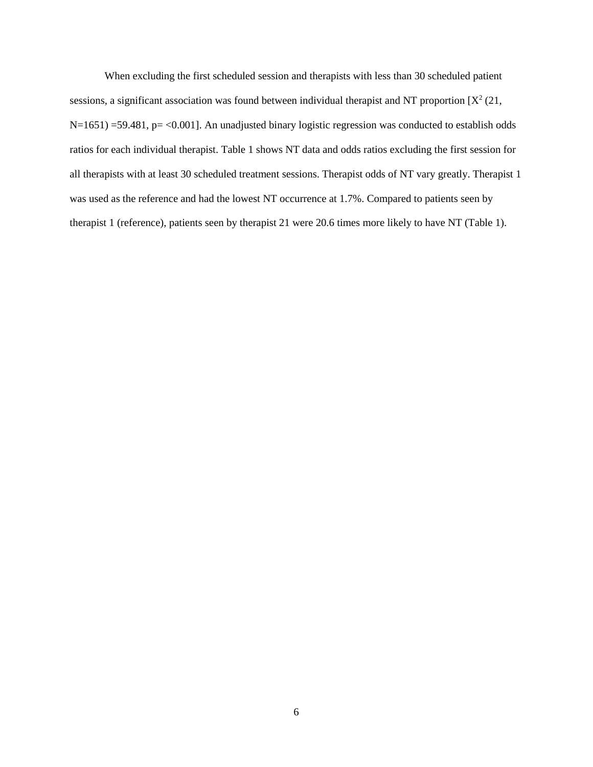When excluding the first scheduled session and therapists with less than 30 scheduled patient sessions, a significant association was found between individual therapist and NT proportion [$X^2$ (21, N=1651) =59.481, p= <0.001]. An unadjusted binary logistic regression was conducted to establish odds ratios for each individual therapist. Table 1 shows NT data and odds ratios excluding the first session for all therapists with at least 30 scheduled treatment sessions. Therapist odds of NT vary greatly. Therapist 1 was used as the reference and had the lowest NT occurrence at 1.7%. Compared to patients seen by therapist 1 (reference), patients seen by therapist 21 were 20.6 times more likely to have NT (Table 1).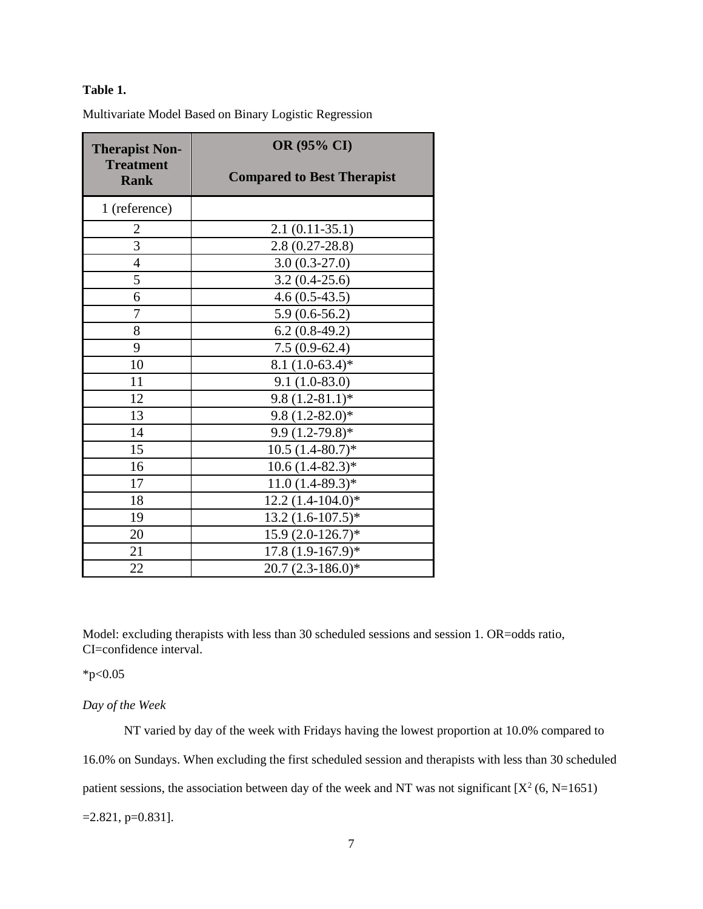**Table 1.**

Multivariate Model Based on Binary Logistic Regression

| Therapist Non-Treatment Rank | OR (95% CI) Compared to Best Therapist |
|---|---|
| 1 (reference) | |
| 2 | 2.1 (0.11-35.1) |
| 3 | 2.8 (0.27-28.8) |
| 4 | 3.0 (0.3-27.0) |
| 5 | 3.2 (0.4-25.6) |
| 6 | 4.6 (0.5-43.5) |
| 7 | 5.9 (0.6-56.2) |
| 8 | 6.2 (0.8-49.2) |
| 9 | 7.5 (0.9-62.4) |
| 10 | 8.1 (1.0-63.4)* |
| 11 | 9.1 (1.0-83.0) |
| 12 | 9.8 (1.2-81.1)* |
| 13 | 9.8 (1.2-82.0)* |
| 14 | 9.9 (1.2-79.8)* |
| 15 | 10.5 (1.4-80.7)* |
| 16 | 10.6 (1.4-82.3)* |
| 17 | 11.0 (1.4-89.3)* |
| 18 | 12.2 (1.4-104.0)* |
| 19 | 13.2 (1.6-107.5)* |
| 20 | 15.9 (2.0-126.7)* |
| 21 | 17.8 (1.9-167.9)* |
| 22 | 20.7 (2.3-186.0)* |

Model: excluding therapists with less than 30 scheduled sessions and session 1. OR=odds ratio, CI=confidence interval.

*$p<0.05$

*Day of the Week*

NT varied by day of the week with Fridays having the lowest proportion at 10.0% compared to 16.0% on Sundays. When excluding the first scheduled session and therapists with less than 30 scheduled patient sessions, the association between day of the week and NT was not significant [$X^2$ (6, N=1651) =2.821, p=0.831].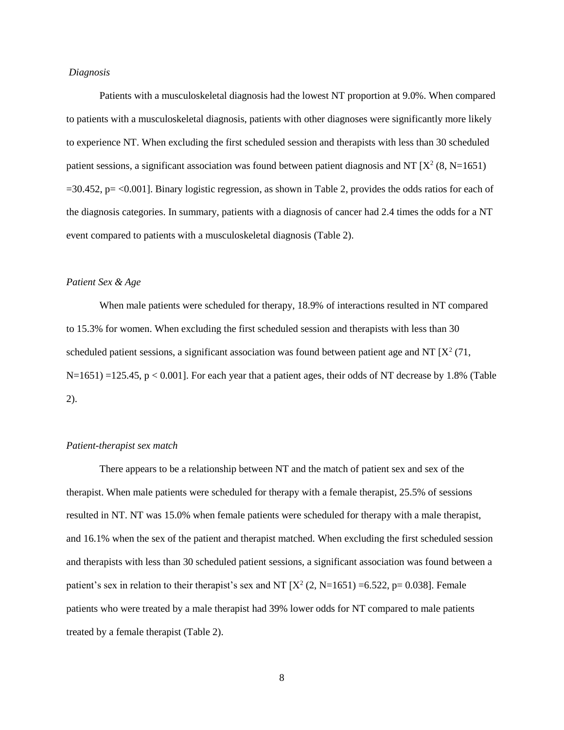*Diagnosis*

Patients with a musculoskeletal diagnosis had the lowest NT proportion at 9.0%. When compared to patients with a musculoskeletal diagnosis, patients with other diagnoses were significantly more likely to experience NT. When excluding the first scheduled session and therapists with less than 30 scheduled patient sessions, a significant association was found between patient diagnosis and NT [$X^2$ (8, N=1651) =30.452, p= <0.001]. Binary logistic regression, as shown in Table 2, provides the odds ratios for each of the diagnosis categories. In summary, patients with a diagnosis of cancer had 2.4 times the odds for a NT event compared to patients with a musculoskeletal diagnosis (Table 2).

*Patient Sex & Age*

When male patients were scheduled for therapy, 18.9% of interactions resulted in NT compared to 15.3% for women. When excluding the first scheduled session and therapists with less than 30 scheduled patient sessions, a significant association was found between patient age and NT [$X^2$ (71, N=1651) =125.45, $p < 0.001$]. For each year that a patient ages, their odds of NT decrease by 1.8% (Table 2).

*Patient-therapist sex match*

There appears to be a relationship between NT and the match of patient sex and sex of the therapist. When male patients were scheduled for therapy with a female therapist, 25.5% of sessions resulted in NT. NT was 15.0% when female patients were scheduled for therapy with a male therapist, and 16.1% when the sex of the patient and therapist matched. When excluding the first scheduled session and therapists with less than 30 scheduled patient sessions, a significant association was found between a patient's sex in relation to their therapist's sex and NT [$X^2$ (2, N=1651) =6.522, p= 0.038]. Female patients who were treated by a male therapist had 39% lower odds for NT compared to male patients treated by a female therapist (Table 2).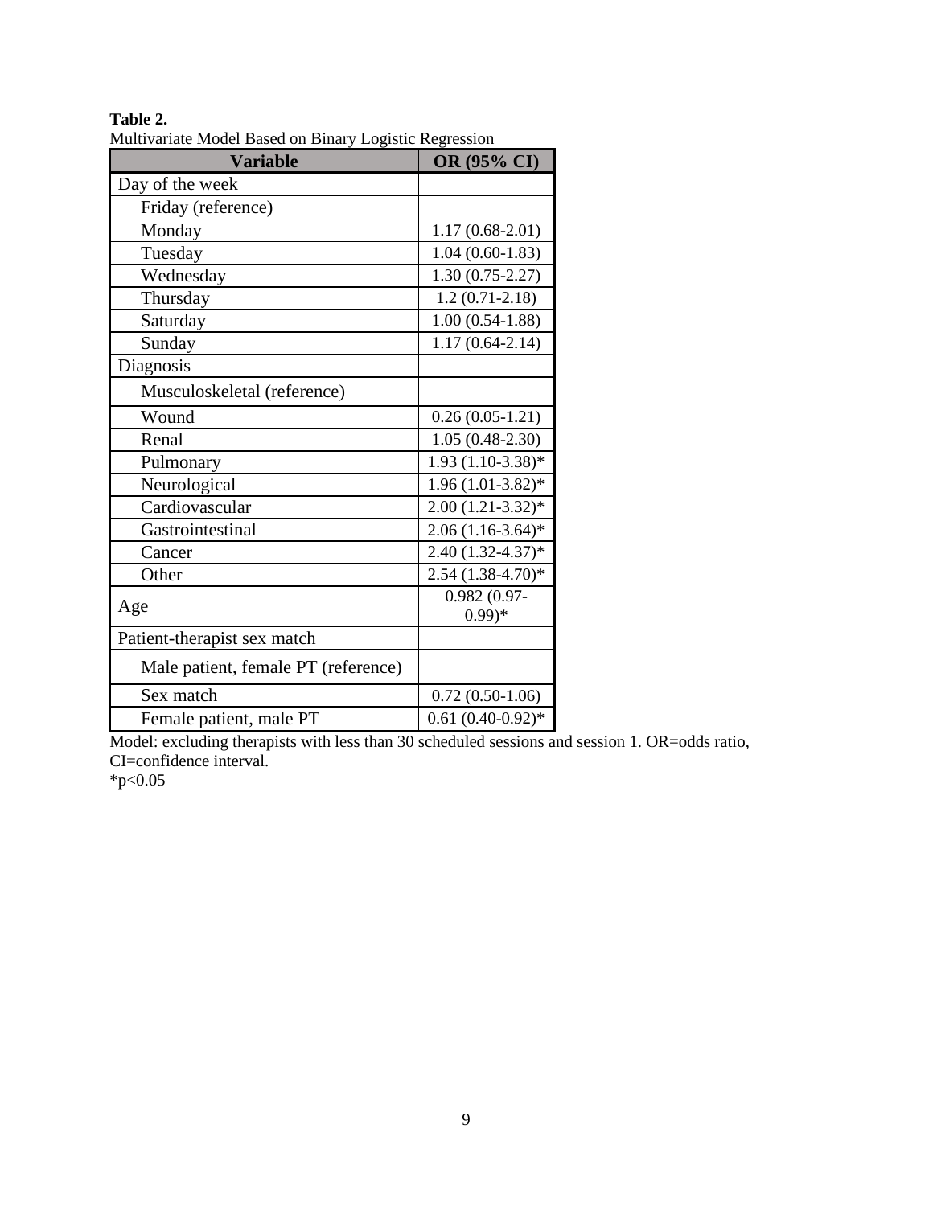**Table 2.**

Multivariate Model Based on Binary Logistic Regression

| Variable | OR (95% CI) |
|---|---|
| Day of the week | |
| Friday (reference) | |
| Monday | 1.17 (0.68-2.01) |
| Tuesday | 1.04 (0.60-1.83) |
| Wednesday | 1.30 (0.75-2.27) |
| Thursday | 1.2 (0.71-2.18) |
| Saturday | 1.00 (0.54-1.88) |
| Sunday | 1.17 (0.64-2.14) |
| Diagnosis | |
| Musculoskeletal (reference) | |
| Wound | 0.26 (0.05-1.21) |
| Renal | 1.05 (0.48-2.30) |
| Pulmonary | 1.93 (1.10-3.38)* |
| Neurological | 1.96 (1.01-3.82)* |
| Cardiovascular | 2.00 (1.21-3.32)* |
| Gastrointestinal | 2.06 (1.16-3.64)* |
| Cancer | 2.40 (1.32-4.37)* |
| Other | 2.54 (1.38-4.70)* |
| Age | 0.982 (0.97-0.99)* |
| Patient-therapist sex match | |
| Male patient, female PT (reference) | |
| Sex match | 0.72 (0.50-1.06) |
| Female patient, male PT | 0.61 (0.40-0.92)* |

Model: excluding therapists with less than 30 scheduled sessions and session 1. OR=odds ratio, CI=confidence interval.

*$p<0.05$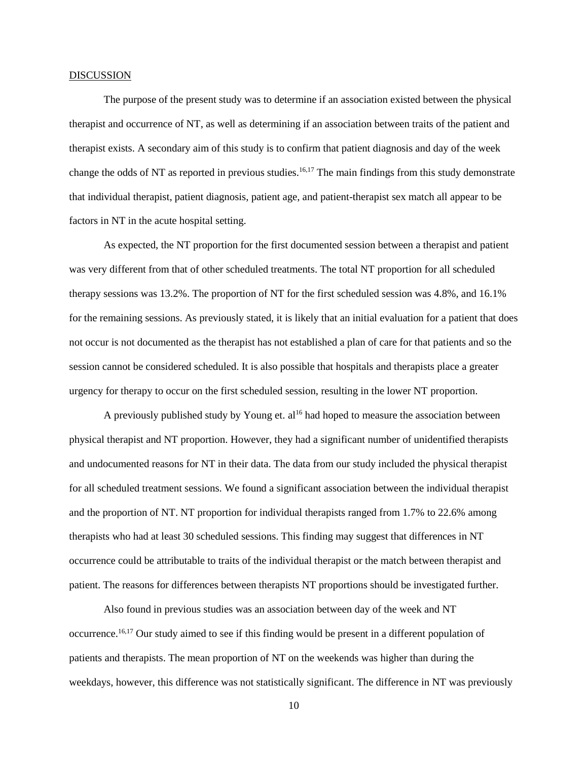## DISCUSSION

The purpose of the present study was to determine if an association existed between the physical therapist and occurrence of NT, as well as determining if an association between traits of the patient and therapist exists. A secondary aim of this study is to confirm that patient diagnosis and day of the week change the odds of NT as reported in previous studies.[16,17] The main findings from this study demonstrate that individual therapist, patient diagnosis, patient age, and patient-therapist sex match all appear to be factors in NT in the acute hospital setting.

As expected, the NT proportion for the first documented session between a therapist and patient was very different from that of other scheduled treatments. The total NT proportion for all scheduled therapy sessions was 13.2%. The proportion of NT for the first scheduled session was 4.8%, and 16.1% for the remaining sessions. As previously stated, it is likely that an initial evaluation for a patient that does not occur is not documented as the therapist has not established a plan of care for that patients and so the session cannot be considered scheduled. It is also possible that hospitals and therapists place a greater urgency for therapy to occur on the first scheduled session, resulting in the lower NT proportion.

A previously published study by Young et. al[16] had hoped to measure the association between physical therapist and NT proportion. However, they had a significant number of unidentified therapists and undocumented reasons for NT in their data. The data from our study included the physical therapist for all scheduled treatment sessions. We found a significant association between the individual therapist and the proportion of NT. NT proportion for individual therapists ranged from 1.7% to 22.6% among therapists who had at least 30 scheduled sessions. This finding may suggest that differences in NT occurrence could be attributable to traits of the individual therapist or the match between therapist and patient. The reasons for differences between therapists NT proportions should be investigated further.

Also found in previous studies was an association between day of the week and NT occurrence.[16,17] Our study aimed to see if this finding would be present in a different population of patients and therapists. The mean proportion of NT on the weekends was higher than during the weekdays, however, this difference was not statistically significant. The difference in NT was previously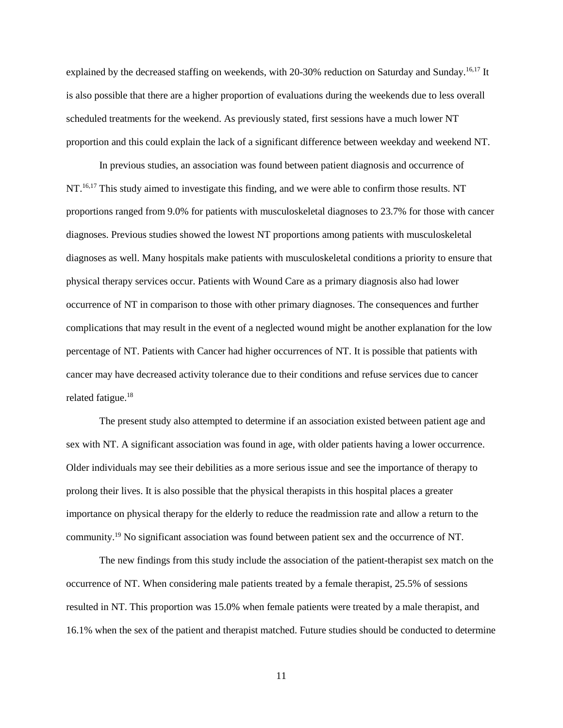explained by the decreased staffing on weekends, with 20-30% reduction on Saturday and Sunday.[16,17] It is also possible that there are a higher proportion of evaluations during the weekends due to less overall scheduled treatments for the weekend. As previously stated, first sessions have a much lower NT proportion and this could explain the lack of a significant difference between weekday and weekend NT.

In previous studies, an association was found between patient diagnosis and occurrence of NT.[16,17] This study aimed to investigate this finding, and we were able to confirm those results. NT proportions ranged from 9.0% for patients with musculoskeletal diagnoses to 23.7% for those with cancer diagnoses. Previous studies showed the lowest NT proportions among patients with musculoskeletal diagnoses as well. Many hospitals make patients with musculoskeletal conditions a priority to ensure that physical therapy services occur. Patients with Wound Care as a primary diagnosis also had lower occurrence of NT in comparison to those with other primary diagnoses. The consequences and further complications that may result in the event of a neglected wound might be another explanation for the low percentage of NT. Patients with Cancer had higher occurrences of NT. It is possible that patients with cancer may have decreased activity tolerance due to their conditions and refuse services due to cancer related fatigue.[18]

The present study also attempted to determine if an association existed between patient age and sex with NT. A significant association was found in age, with older patients having a lower occurrence. Older individuals may see their debilities as a more serious issue and see the importance of therapy to prolong their lives. It is also possible that the physical therapists in this hospital places a greater importance on physical therapy for the elderly to reduce the readmission rate and allow a return to the community.[19] No significant association was found between patient sex and the occurrence of NT.

The new findings from this study include the association of the patient-therapist sex match on the occurrence of NT. When considering male patients treated by a female therapist, 25.5% of sessions resulted in NT. This proportion was 15.0% when female patients were treated by a male therapist, and 16.1% when the sex of the patient and therapist matched. Future studies should be conducted to determine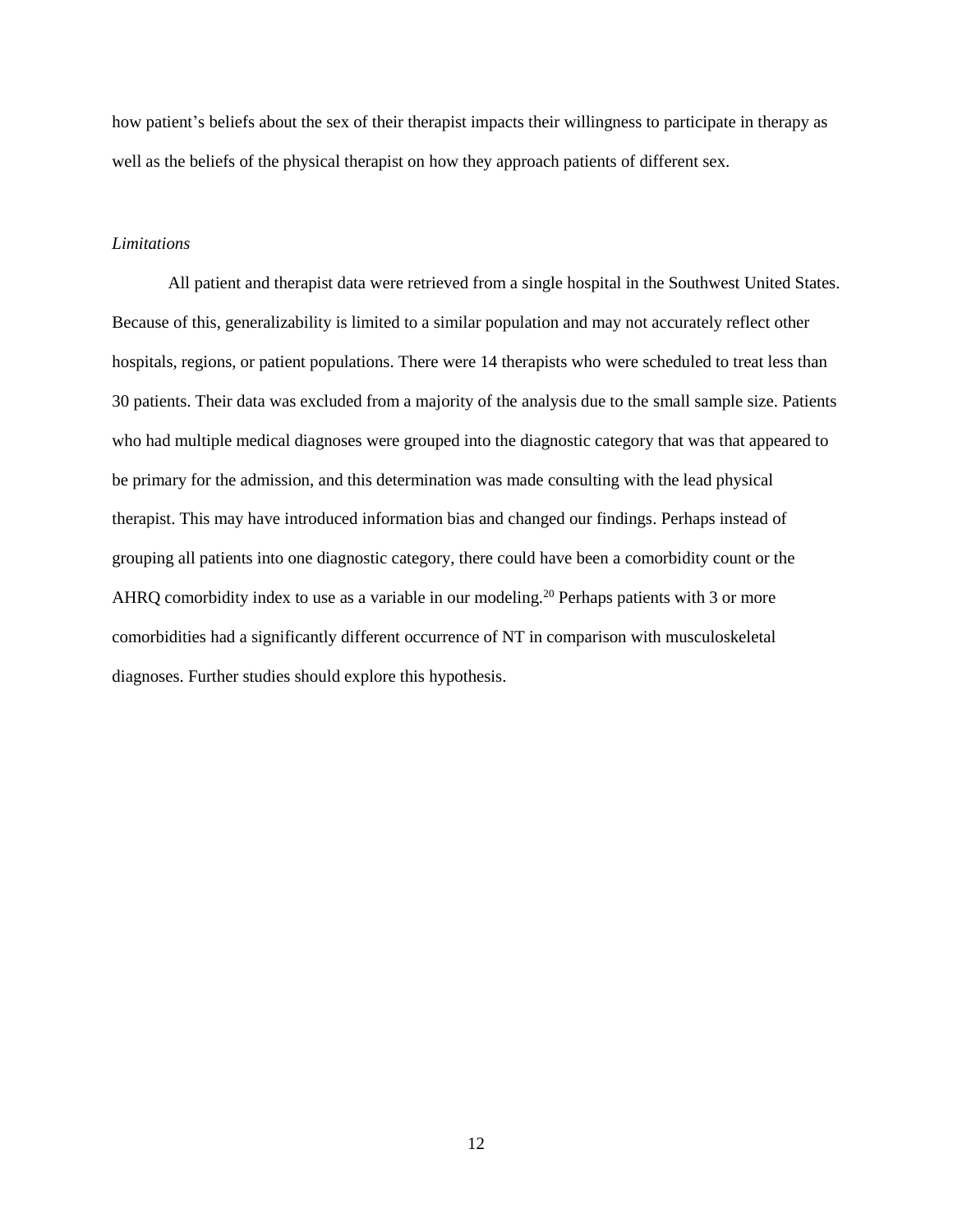how patient's beliefs about the sex of their therapist impacts their willingness to participate in therapy as well as the beliefs of the physical therapist on how they approach patients of different sex.

*Limitations*

All patient and therapist data were retrieved from a single hospital in the Southwest United States. Because of this, generalizability is limited to a similar population and may not accurately reflect other hospitals, regions, or patient populations. There were 14 therapists who were scheduled to treat less than 30 patients. Their data was excluded from a majority of the analysis due to the small sample size. Patients who had multiple medical diagnoses were grouped into the diagnostic category that was that appeared to be primary for the admission, and this determination was made consulting with the lead physical therapist. This may have introduced information bias and changed our findings. Perhaps instead of grouping all patients into one diagnostic category, there could have been a comorbidity count or the AHRQ comorbidity index to use as a variable in our modeling.[20] Perhaps patients with 3 or more comorbidities had a significantly different occurrence of NT in comparison with musculoskeletal diagnoses. Further studies should explore this hypothesis.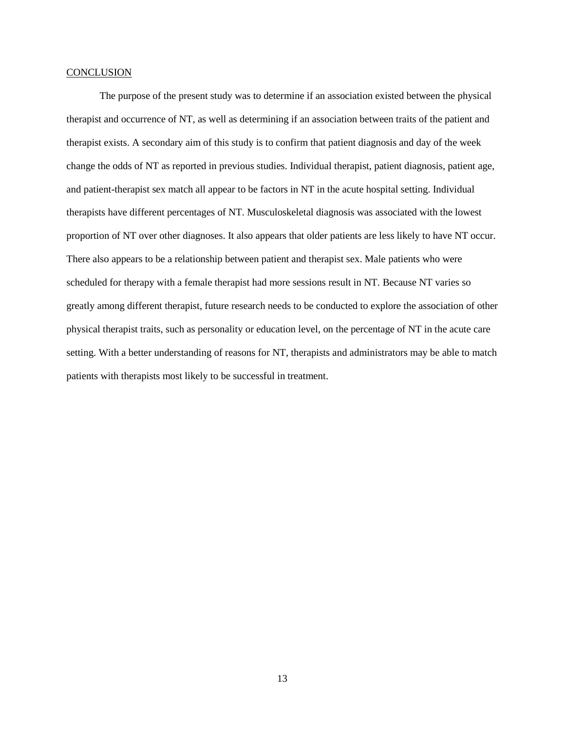## CONCLUSION

The purpose of the present study was to determine if an association existed between the physical therapist and occurrence of NT, as well as determining if an association between traits of the patient and therapist exists. A secondary aim of this study is to confirm that patient diagnosis and day of the week change the odds of NT as reported in previous studies. Individual therapist, patient diagnosis, patient age, and patient-therapist sex match all appear to be factors in NT in the acute hospital setting. Individual therapists have different percentages of NT. Musculoskeletal diagnosis was associated with the lowest proportion of NT over other diagnoses. It also appears that older patients are less likely to have NT occur. There also appears to be a relationship between patient and therapist sex. Male patients who were scheduled for therapy with a female therapist had more sessions result in NT. Because NT varies so greatly among different therapist, future research needs to be conducted to explore the association of other physical therapist traits, such as personality or education level, on the percentage of NT in the acute care setting. With a better understanding of reasons for NT, therapists and administrators may be able to match patients with therapists most likely to be successful in treatment.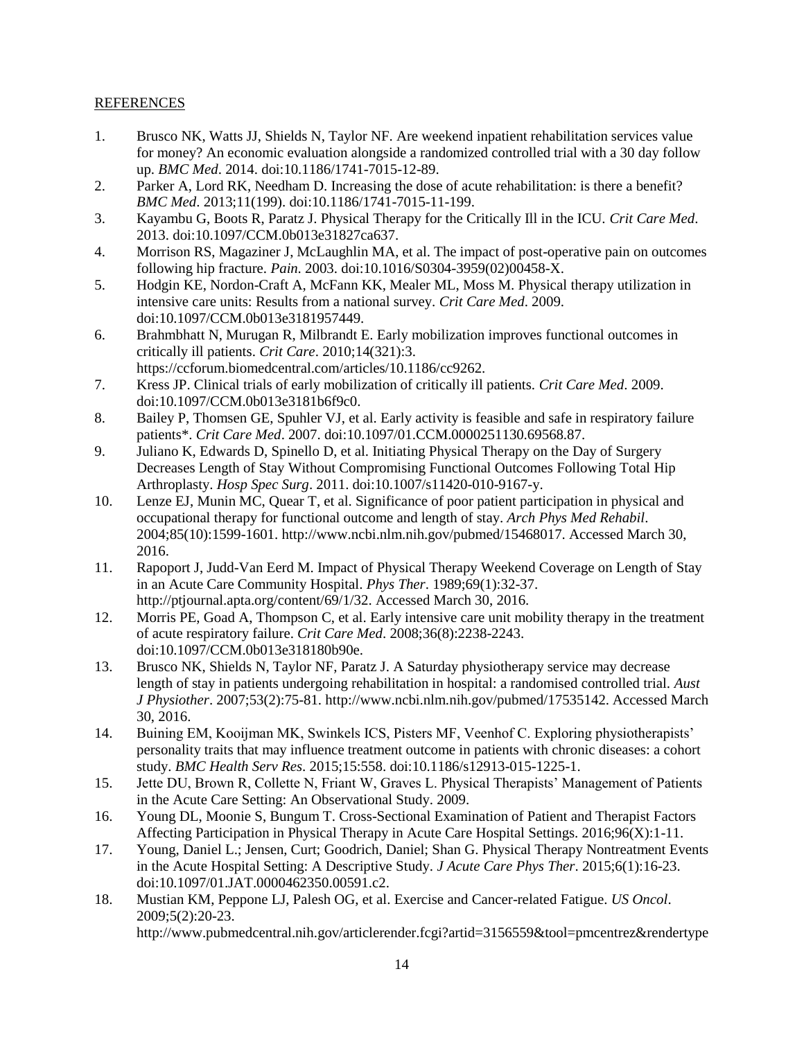## REFERENCES

1. Brusco NK, Watts JJ, Shields N, Taylor NF. Are weekend inpatient rehabilitation services value for money? An economic evaluation alongside a randomized controlled trial with a 30 day follow up. *BMC Med*. 2014. doi:10.1186/1741-7015-12-89.
2. Parker A, Lord RK, Needham D. Increasing the dose of acute rehabilitation: is there a benefit? *BMC Med*. 2013;11(199). doi:10.1186/1741-7015-11-199.
3. Kayambu G, Boots R, Paratz J. Physical Therapy for the Critically Ill in the ICU. *Crit Care Med*. 2013. doi:10.1097/CCM.0b013e31827ca637.
4. Morrison RS, Magaziner J, McLaughlin MA, et al. The impact of post-operative pain on outcomes following hip fracture. *Pain*. 2003. doi:10.1016/S0304-3959(02)00458-X.
5. Hodgin KE, Nordon-Craft A, McFann KK, Mealer ML, Moss M. Physical therapy utilization in intensive care units: Results from a national survey. *Crit Care Med*. 2009. doi:10.1097/CCM.0b013e3181957449.
6. Brahmbhatt N, Murugan R, Milbrandt E. Early mobilization improves functional outcomes in critically ill patients. *Crit Care*. 2010;14(321):3. https://ccforum.biomedcentral.com/articles/10.1186/cc9262.
7. Kress JP. Clinical trials of early mobilization of critically ill patients. *Crit Care Med*. 2009. doi:10.1097/CCM.0b013e3181b6f9c0.
8. Bailey P, Thomsen GE, Spuhler VJ, et al. Early activity is feasible and safe in respiratory failure patients*. *Crit Care Med*. 2007. doi:10.1097/01.CCM.0000251130.69568.87.
9. Juliano K, Edwards D, Spinello D, et al. Initiating Physical Therapy on the Day of Surgery Decreases Length of Stay Without Compromising Functional Outcomes Following Total Hip Arthroplasty. *Hosp Spec Surg*. 2011. doi:10.1007/s11420-010-9167-y.
10. Lenze EJ, Munin MC, Quear T, et al. Significance of poor patient participation in physical and occupational therapy for functional outcome and length of stay. *Arch Phys Med Rehabil*. 2004;85(10):1599-1601. http://www.ncbi.nlm.nih.gov/pubmed/15468017. Accessed March 30, 2016.
11. Rapoport J, Judd-Van Eerd M. Impact of Physical Therapy Weekend Coverage on Length of Stay in an Acute Care Community Hospital. *Phys Ther*. 1989;69(1):32-37. http://ptjournal.apta.org/content/69/1/32. Accessed March 30, 2016.
12. Morris PE, Goad A, Thompson C, et al. Early intensive care unit mobility therapy in the treatment of acute respiratory failure. *Crit Care Med*. 2008;36(8):2238-2243. doi:10.1097/CCM.0b013e318180b90e.
13. Brusco NK, Shields N, Taylor NF, Paratz J. A Saturday physiotherapy service may decrease length of stay in patients undergoing rehabilitation in hospital: a randomised controlled trial. *Aust J Physiother*. 2007;53(2):75-81. http://www.ncbi.nlm.nih.gov/pubmed/17535142. Accessed March 30, 2016.
14. Buining EM, Kooijman MK, Swinkels ICS, Pisters MF, Veenhof C. Exploring physiotherapists' personality traits that may influence treatment outcome in patients with chronic diseases: a cohort study. *BMC Health Serv Res*. 2015;15:558. doi:10.1186/s12913-015-1225-1.
15. Jette DU, Brown R, Collette N, Friant W, Graves L. Physical Therapists' Management of Patients in the Acute Care Setting: An Observational Study. 2009.
16. Young DL, Moonie S, Bungum T. Cross-Sectional Examination of Patient and Therapist Factors Affecting Participation in Physical Therapy in Acute Care Hospital Settings. 2016;96(X):1-11.
17. Young, Daniel L.; Jensen, Curt; Goodrich, Daniel; Shan G. Physical Therapy Nontreatment Events in the Acute Hospital Setting: A Descriptive Study. *J Acute Care Phys Ther*. 2015;6(1):16-23. doi:10.1097/01.JAT.0000462350.00591.c2.
18. Mustian KM, Peppone LJ, Palesh OG, et al. Exercise and Cancer-related Fatigue. *US Oncol*. 2009;5(2):20-23. http://www.pubmedcentral.nih.gov/articlerender.fcgi?artid=3156559&tool=pmcentrez&rendertype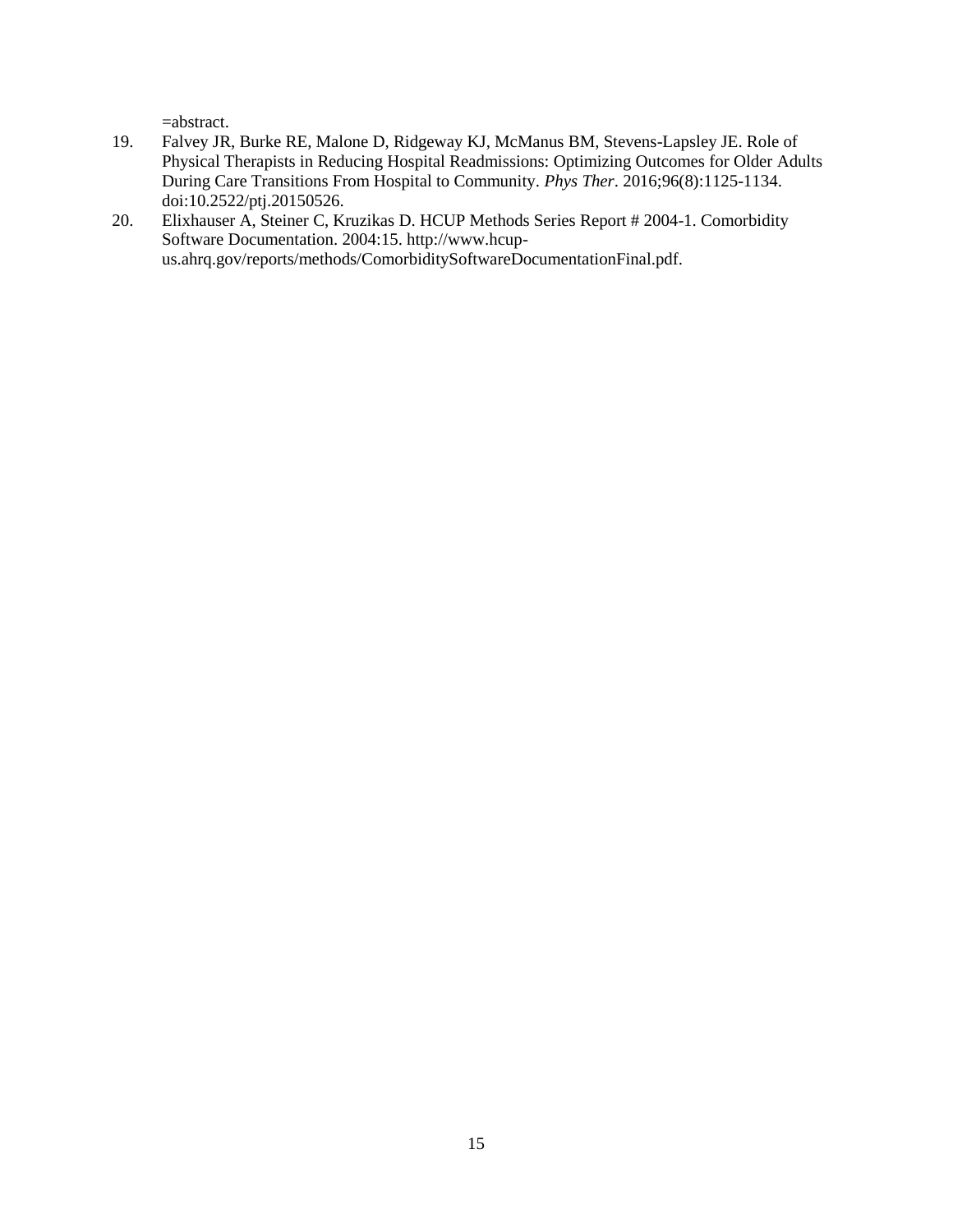=abstract.

19. Falvey JR, Burke RE, Malone D, Ridgeway KJ, McManus BM, Stevens-Lapsley JE. Role of Physical Therapists in Reducing Hospital Readmissions: Optimizing Outcomes for Older Adults During Care Transitions From Hospital to Community. *Phys Ther*. 2016;96(8):1125-1134. doi:10.2522/ptj.20150526.
20. Elixhauser A, Steiner C, Kruzikas D. HCUP Methods Series Report # 2004-1. Comorbidity Software Documentation. 2004:15. http://www.hcup-us.ahrq.gov/reports/methods/ComorbiditySoftwareDocumentationFinal.pdf.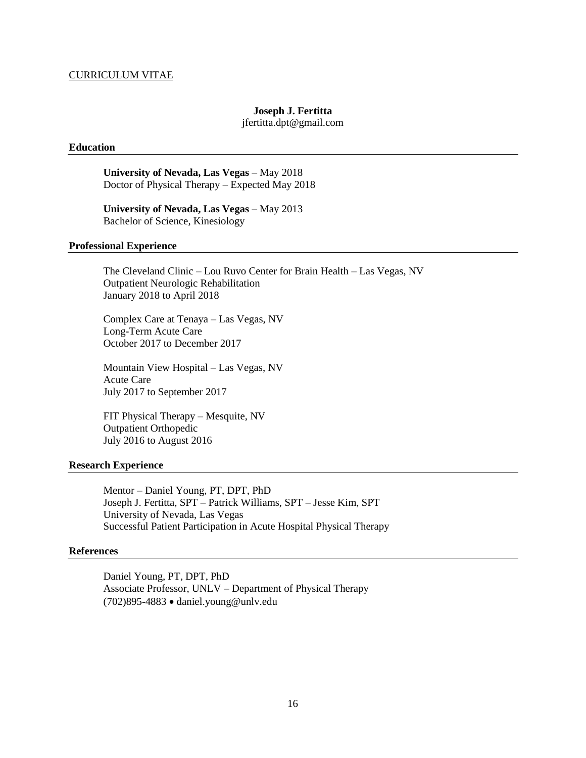CURRICULUM VITAE

**Joseph J. Fertitta**
jfertitta.dpt@gmail.com

## Education

**University of Nevada, Las Vegas** – May 2018
Doctor of Physical Therapy – Expected May 2018

**University of Nevada, Las Vegas** – May 2013
Bachelor of Science, Kinesiology

## Professional Experience

The Cleveland Clinic – Lou Ruvo Center for Brain Health – Las Vegas, NV
Outpatient Neurologic Rehabilitation
January 2018 to April 2018

Complex Care at Tenaya – Las Vegas, NV
Long-Term Acute Care
October 2017 to December 2017

Mountain View Hospital – Las Vegas, NV
Acute Care
July 2017 to September 2017

FIT Physical Therapy – Mesquite, NV
Outpatient Orthopedic
July 2016 to August 2016

## Research Experience

Mentor – Daniel Young, PT, DPT, PhD
Joseph J. Fertitta, SPT – Patrick Williams, SPT – Jesse Kim, SPT
University of Nevada, Las Vegas
Successful Patient Participation in Acute Hospital Physical Therapy

## References

Daniel Young, PT, DPT, PhD
Associate Professor, UNLV – Department of Physical Therapy
(702)895-4883 • daniel.young@unlv.edu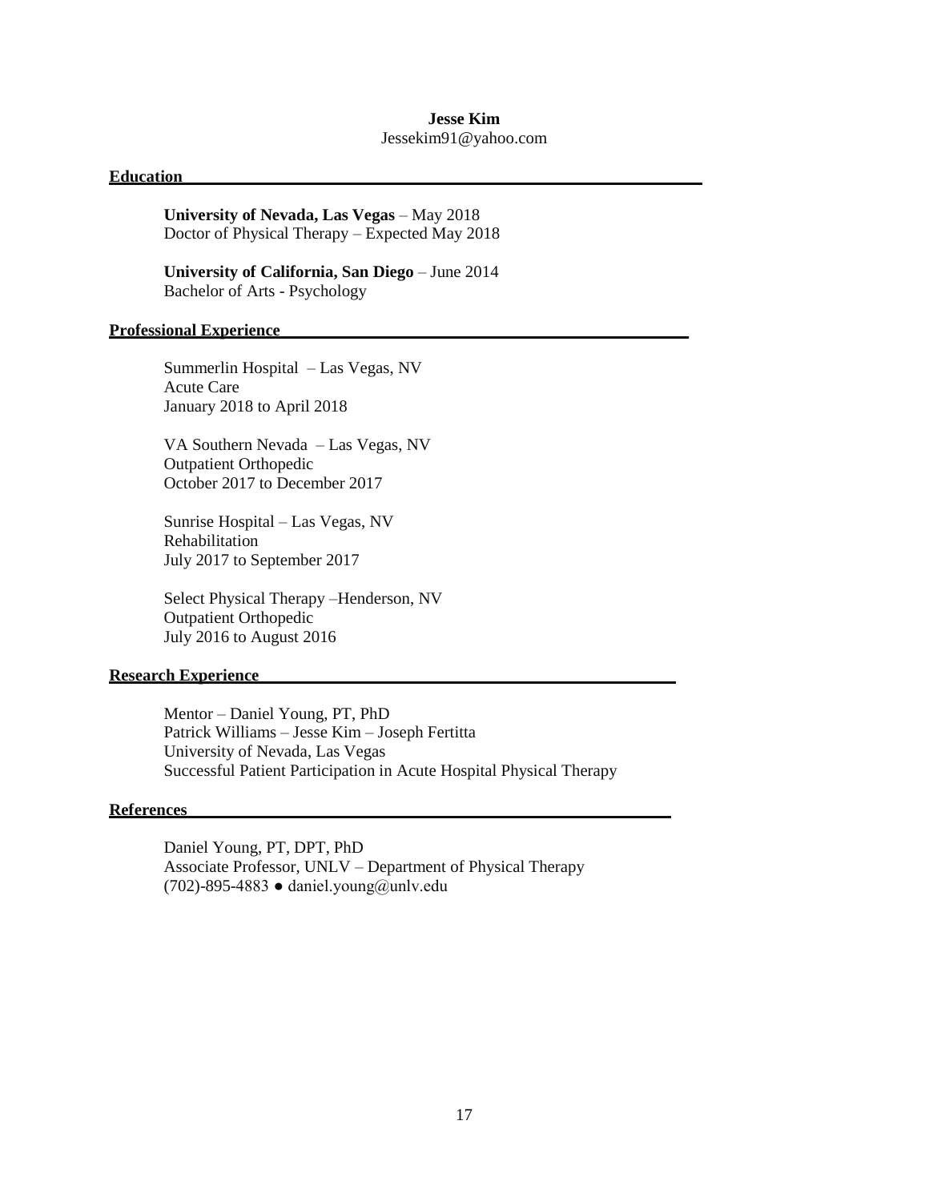**Jesse Kim**
Jessekim91@yahoo.com

## Education

**University of Nevada, Las Vegas** – May 2018
Doctor of Physical Therapy – Expected May 2018

**University of California, San Diego** – June 2014
Bachelor of Arts - Psychology

## Professional Experience

Summerlin Hospital – Las Vegas, NV
Acute Care
January 2018 to April 2018

VA Southern Nevada – Las Vegas, NV
Outpatient Orthopedic
October 2017 to December 2017

Sunrise Hospital – Las Vegas, NV
Rehabilitation
July 2017 to September 2017

Select Physical Therapy –Henderson, NV
Outpatient Orthopedic
July 2016 to August 2016

## Research Experience

Mentor – Daniel Young, PT, PhD
Patrick Williams – Jesse Kim – Joseph Fertitta
University of Nevada, Las Vegas
Successful Patient Participation in Acute Hospital Physical Therapy

## References

Daniel Young, PT, DPT, PhD
Associate Professor, UNLV – Department of Physical Therapy
(702)-895-4883 ● daniel.young@unlv.edu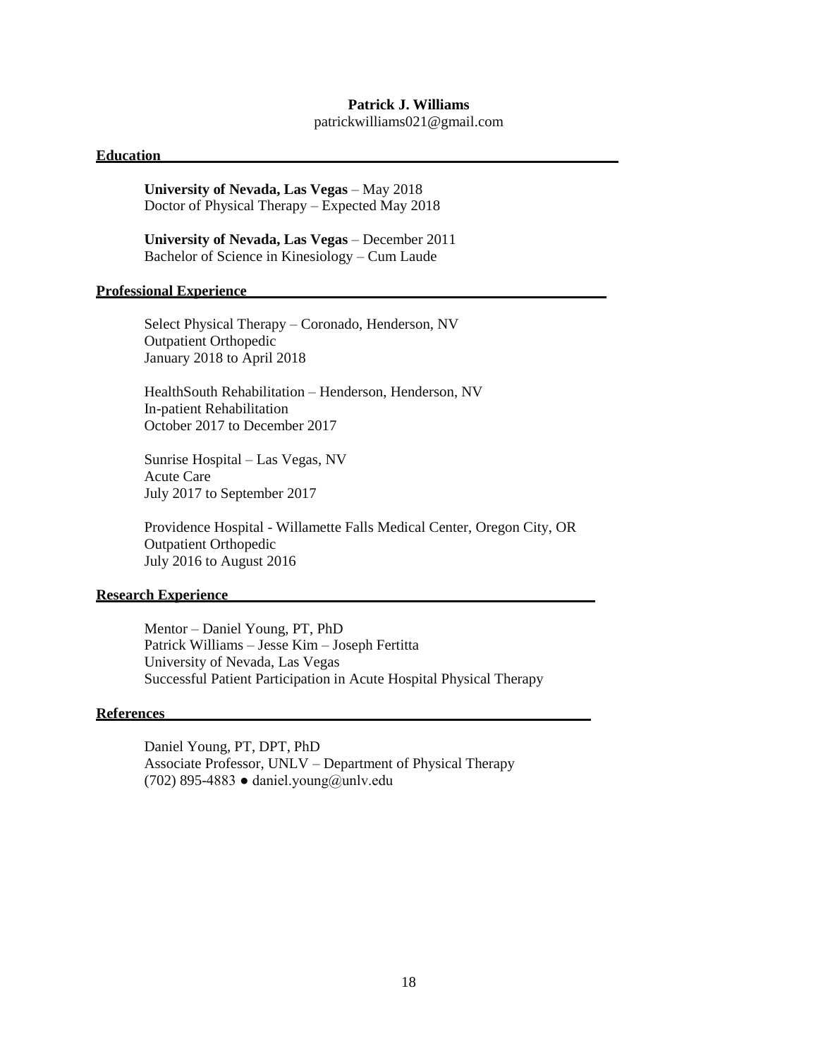**Patrick J. Williams**

patrickwilliams021@gmail.com

## Education

**University of Nevada, Las Vegas** – May 2018
Doctor of Physical Therapy – Expected May 2018

**University of Nevada, Las Vegas** – December 2011
Bachelor of Science in Kinesiology – Cum Laude

## Professional Experience

Select Physical Therapy – Coronado, Henderson, NV
Outpatient Orthopedic
January 2018 to April 2018

HealthSouth Rehabilitation – Henderson, Henderson, NV
In-patient Rehabilitation
October 2017 to December 2017

Sunrise Hospital – Las Vegas, NV
Acute Care
July 2017 to September 2017

Providence Hospital - Willamette Falls Medical Center, Oregon City, OR
Outpatient Orthopedic
July 2016 to August 2016

## Research Experience

Mentor – Daniel Young, PT, PhD
Patrick Williams – Jesse Kim – Joseph Fertitta
University of Nevada, Las Vegas
Successful Patient Participation in Acute Hospital Physical Therapy

## References

Daniel Young, PT, DPT, PhD
Associate Professor, UNLV – Department of Physical Therapy
(702) 895-4883 ● daniel.young@unlv.edu